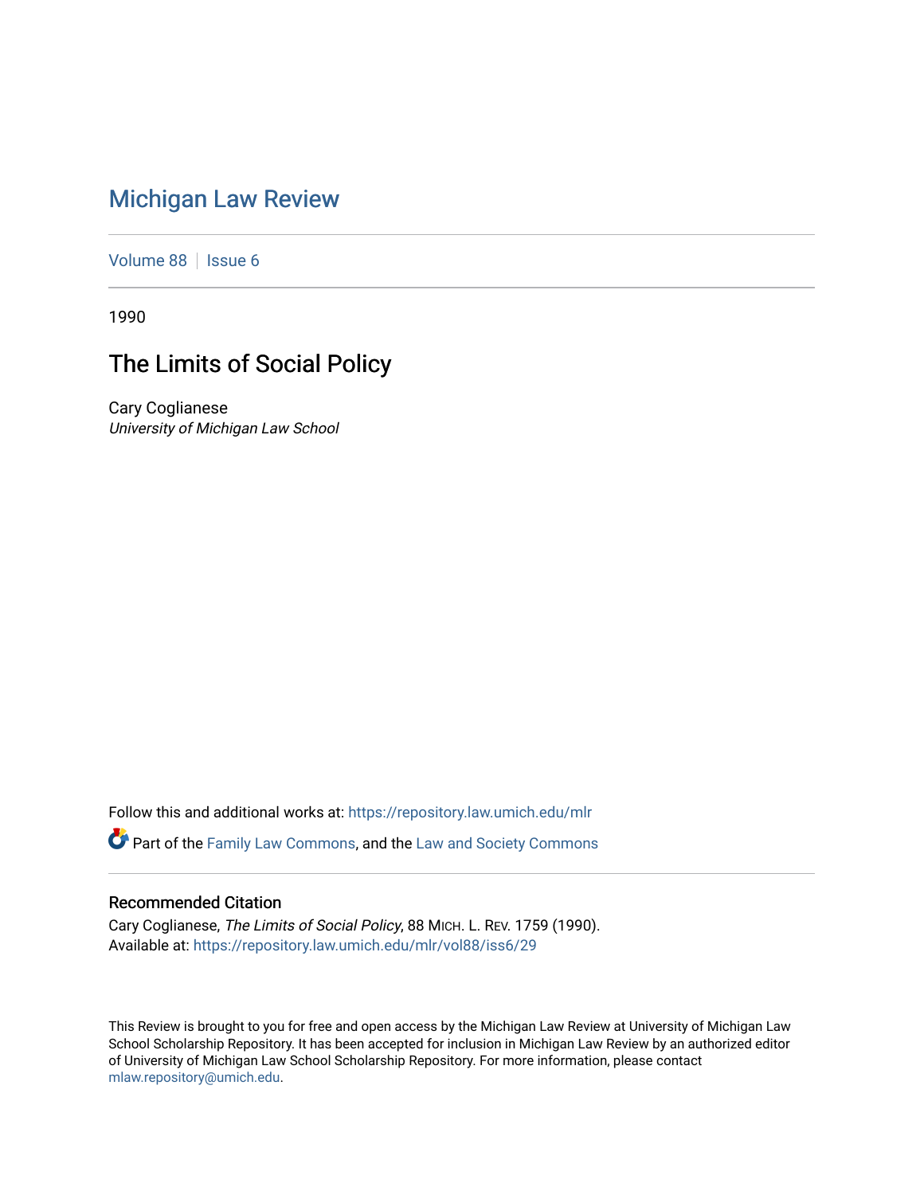# Michigan Law Review

Volume 88 | Issue 6

1990

## The Limits of Social Policy

Cary Coglianese
*University of Michigan Law School*

Follow this and additional works at: https://repository.law.umich.edu/mlr

Part of the Family Law Commons, and the Law and Society Commons

### Recommended Citation

Cary Coglianese, *The Limits of Social Policy*, 88 MICH. L. REV. 1759 (1990).
Available at: https://repository.law.umich.edu/mlr/vol88/iss6/29

This Review is brought to you for free and open access by the Michigan Law Review at University of Michigan Law School Scholarship Repository. It has been accepted for inclusion in Michigan Law Review by an authorized editor of University of Michigan Law School Scholarship Repository. For more information, please contact mlaw.repository@umich.edu.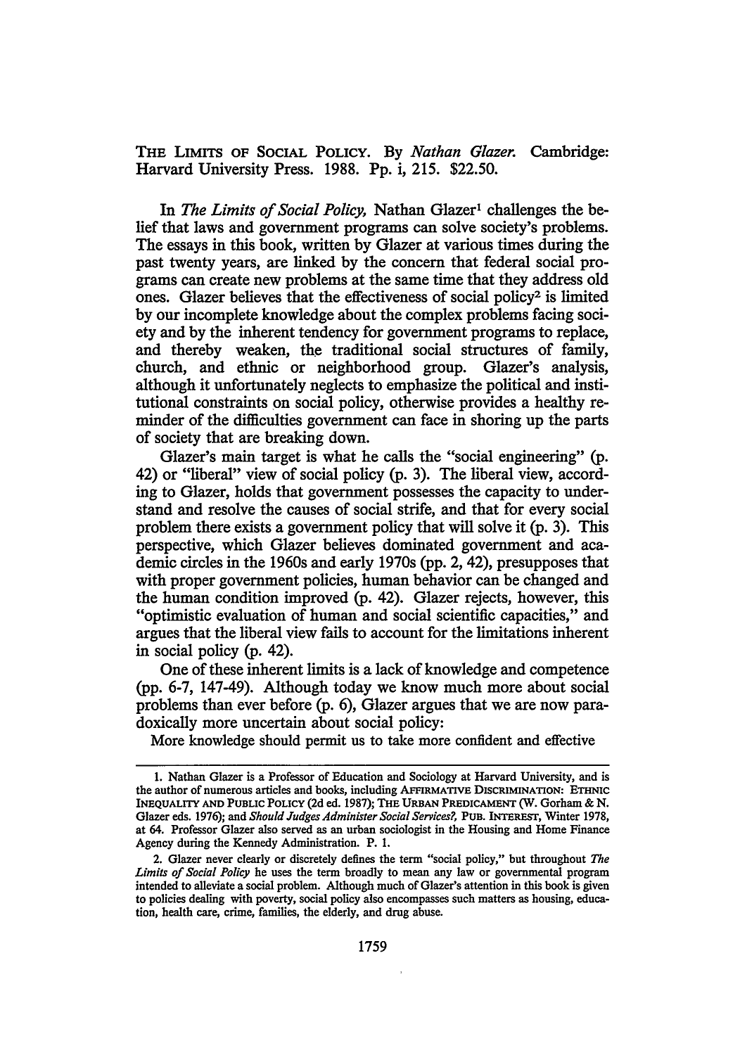THE LIMITS OF SOCIAL POLICY. By *Nathan Glazer*. Cambridge: Harvard University Press. 1988. Pp. i, 215. $22.50.

In *The Limits of Social Policy*, Nathan Glazer[1] challenges the belief that laws and government programs can solve society's problems. The essays in this book, written by Glazer at various times during the past twenty years, are linked by the concern that federal social programs can create new problems at the same time that they address old ones. Glazer believes that the effectiveness of social policy[2] is limited by our incomplete knowledge about the complex problems facing society and by the inherent tendency for government programs to replace, and thereby weaken, the traditional social structures of family, church, and ethnic or neighborhood group. Glazer's analysis, although it unfortunately neglects to emphasize the political and institutional constraints on social policy, otherwise provides a healthy reminder of the difficulties government can face in shoring up the parts of society that are breaking down.

Glazer's main target is what he calls the "social engineering" (p. 42) or "liberal" view of social policy (p. 3). The liberal view, according to Glazer, holds that government possesses the capacity to understand and resolve the causes of social strife, and that for every social problem there exists a government policy that will solve it (p. 3). This perspective, which Glazer believes dominated government and academic circles in the 1960s and early 1970s (pp. 2, 42), presupposes that with proper government policies, human behavior can be changed and the human condition improved (p. 42). Glazer rejects, however, this "optimistic evaluation of human and social scientific capacities," and argues that the liberal view fails to account for the limitations inherent in social policy (p. 42).

One of these inherent limits is a lack of knowledge and competence (pp. 6-7, 147-49). Although today we know much more about social problems than ever before (p. 6), Glazer argues that we are now paradoxically more uncertain about social policy:

More knowledge should permit us to take more confident and effective

---

1. Nathan Glazer is a Professor of Education and Sociology at Harvard University, and is the author of numerous articles and books, including AFFIRMATIVE DISCRIMINATION: ETHNIC INEQUALITY AND PUBLIC POLICY (2d ed. 1987); THE URBAN PREDICAMENT (W. Gorham & N. Glazer eds. 1976); and *Should Judges Administer Social Services?*, PUB. INTEREST, Winter 1978, at 64. Professor Glazer also served as an urban sociologist in the Housing and Home Finance Agency during the Kennedy Administration. P. 1.

2. Glazer never clearly or discretely defines the term "social policy," but throughout *The Limits of Social Policy* he uses the term broadly to mean any law or governmental program intended to alleviate a social problem. Although much of Glazer's attention in this book is given to policies dealing with poverty, social policy also encompasses such matters as housing, education, health care, crime, families, the elderly, and drug abuse.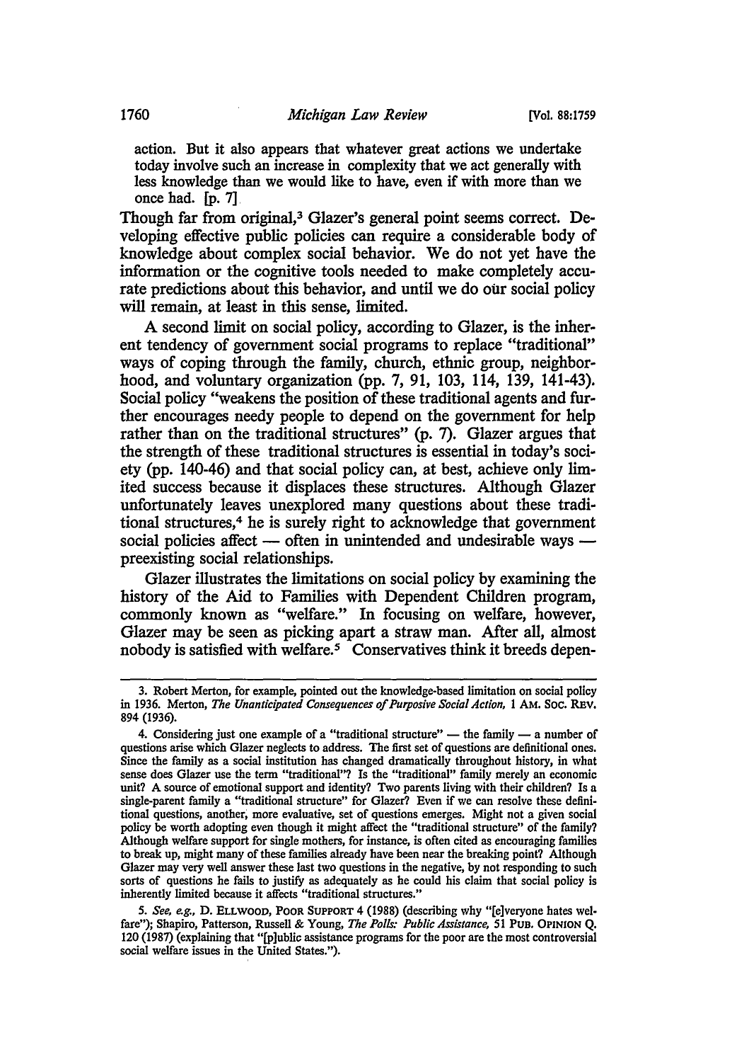action. But it also appears that whatever great actions we undertake today involve such an increase in complexity that we act generally with less knowledge than we would like to have, even if with more than we once had. [p. 7]

Though far from original,[3] Glazer's general point seems correct. Developing effective public policies can require a considerable body of knowledge about complex social behavior. We do not yet have the information or the cognitive tools needed to make completely accurate predictions about this behavior, and until we do our social policy will remain, at least in this sense, limited.

A second limit on social policy, according to Glazer, is the inherent tendency of government social programs to replace "traditional" ways of coping through the family, church, ethnic group, neighborhood, and voluntary organization (pp. 7, 91, 103, 114, 139, 141-43). Social policy "weakens the position of these traditional agents and further encourages needy people to depend on the government for help rather than on the traditional structures" (p. 7). Glazer argues that the strength of these traditional structures is essential in today's society (pp. 140-46) and that social policy can, at best, achieve only limited success because it displaces these structures. Although Glazer unfortunately leaves unexplored many questions about these traditional structures,[4] he is surely right to acknowledge that government social policies affect — often in unintended and undesirable ways — preexisting social relationships.

Glazer illustrates the limitations on social policy by examining the history of the Aid to Families with Dependent Children program, commonly known as "welfare." In focusing on welfare, however, Glazer may be seen as picking apart a straw man. After all, almost nobody is satisfied with welfare.[5] Conservatives think it breeds depen-

---

3. Robert Merton, for example, pointed out the knowledge-based limitation on social policy in 1936. Merton, *The Unanticipated Consequences of Purposive Social Action*, 1 AM. SOC. REV. 894 (1936).

4. Considering just one example of a "traditional structure" — the family — a number of questions arise which Glazer neglects to address. The first set of questions are definitional ones. Since the family as a social institution has changed dramatically throughout history, in what sense does Glazer use the term "traditional"? Is the "traditional" family merely an economic unit? A source of emotional support and identity? Two parents living with their children? Is a single-parent family a "traditional structure" for Glazer? Even if we can resolve these definitional questions, another, more evaluative, set of questions emerges. Might not a given social policy be worth adopting even though it might affect the "traditional structure" of the family? Although welfare support for single mothers, for instance, is often cited as encouraging families to break up, might many of these families already have been near the breaking point? Although Glazer may very well answer these last two questions in the negative, by not responding to such sorts of questions he fails to justify as adequately as he could his claim that social policy is inherently limited because it affects "traditional structures."

5. *See, e.g.*, D. ELLWOOD, POOR SUPPORT 4 (1988) (describing why "[e]veryone hates welfare"); Shapiro, Patterson, Russell & Young, *The Polls: Public Assistance*, 51 PUB. OPINION Q. 120 (1987) (explaining that "[p]ublic assistance programs for the poor are the most controversial social welfare issues in the United States.").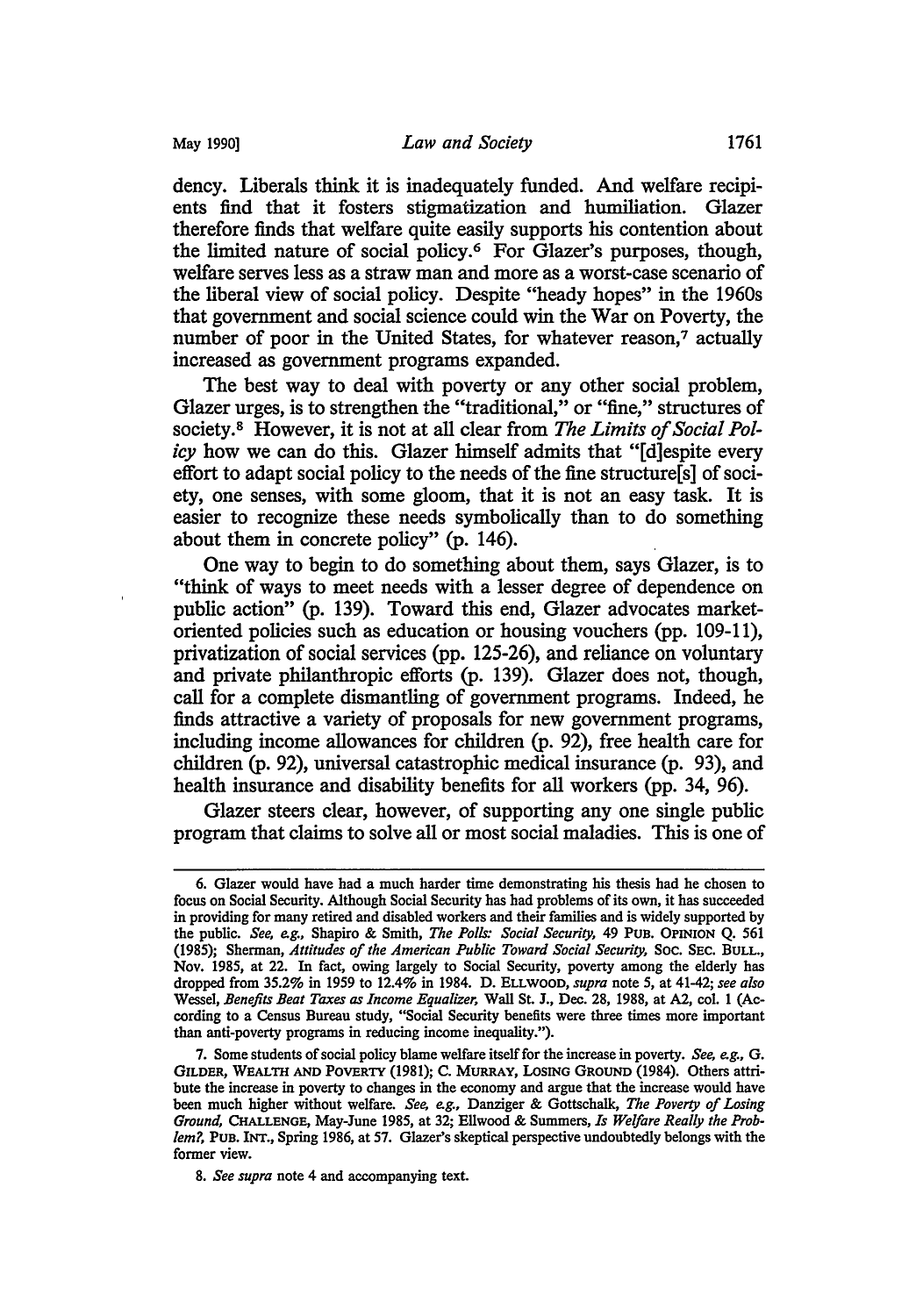dency. Liberals think it is inadequately funded. And welfare recipients find that it fosters stigmatization and humiliation. Glazer therefore finds that welfare quite easily supports his contention about the limited nature of social policy.[6] For Glazer's purposes, though, welfare serves less as a straw man and more as a worst-case scenario of the liberal view of social policy. Despite "heady hopes" in the 1960s that government and social science could win the War on Poverty, the number of poor in the United States, for whatever reason,[7] actually increased as government programs expanded.

The best way to deal with poverty or any other social problem, Glazer urges, is to strengthen the "traditional," or "fine," structures of society.[8] However, it is not at all clear from *The Limits of Social Policy* how we can do this. Glazer himself admits that "[d]espite every effort to adapt social policy to the needs of the fine structure[s] of society, one senses, with some gloom, that it is not an easy task. It is easier to recognize these needs symbolically than to do something about them in concrete policy" (p. 146).

One way to begin to do something about them, says Glazer, is to "think of ways to meet needs with a lesser degree of dependence on public action" (p. 139). Toward this end, Glazer advocates market-oriented policies such as education or housing vouchers (pp. 109-11), privatization of social services (pp. 125-26), and reliance on voluntary and private philanthropic efforts (p. 139). Glazer does not, though, call for a complete dismantling of government programs. Indeed, he finds attractive a variety of proposals for new government programs, including income allowances for children (p. 92), free health care for children (p. 92), universal catastrophic medical insurance (p. 93), and health insurance and disability benefits for all workers (pp. 34, 96).

Glazer steers clear, however, of supporting any one single public program that claims to solve all or most social maladies. This is one of

---

6. Glazer would have had a much harder time demonstrating his thesis had he chosen to focus on Social Security. Although Social Security has had problems of its own, it has succeeded in providing for many retired and disabled workers and their families and is widely supported by the public. *See, e.g.*, Shapiro & Smith, *The Polls: Social Security*, 49 PUB. OPINION Q. 561 (1985); Sherman, *Attitudes of the American Public Toward Social Security*, SOC. SEC. BULL., Nov. 1985, at 22. In fact, owing largely to Social Security, poverty among the elderly has dropped from 35.2% in 1959 to 12.4% in 1984. D. ELLWOOD, *supra* note 5, at 41-42; *see also* Wessel, *Benefits Beat Taxes as Income Equalizer*, Wall St. J., Dec. 28, 1988, at A2, col. 1 (According to a Census Bureau study, "Social Security benefits were three times more important than anti-poverty programs in reducing income inequality.").

7. Some students of social policy blame welfare itself for the increase in poverty. *See, e.g.*, G. GILDER, WEALTH AND POVERTY (1981); C. MURRAY, LOSING GROUND (1984). Others attribute the increase in poverty to changes in the economy and argue that the increase would have been much higher without welfare. *See, e.g.*, Danziger & Gottschalk, *The Poverty of Losing Ground*, CHALLENGE, May-June 1985, at 32; Ellwood & Summers, *Is Welfare Really the Problem?*, PUB. INT., Spring 1986, at 57. Glazer's skeptical perspective undoubtedly belongs with the former view.

8. *See supra* note 4 and accompanying text.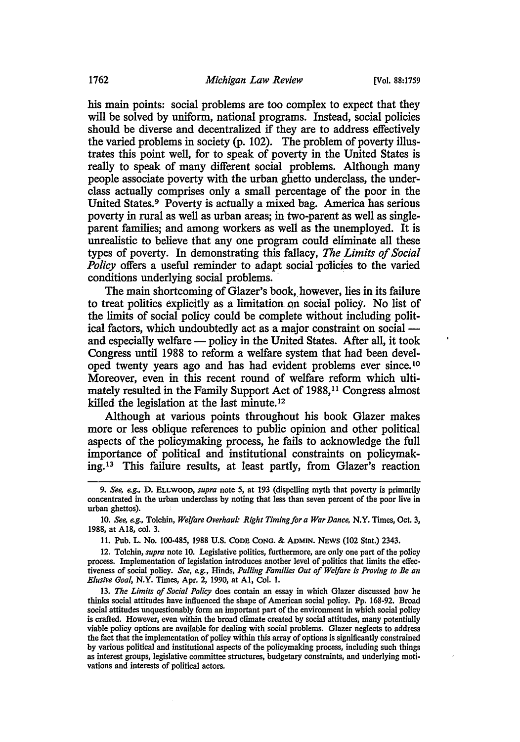his main points: social problems are too complex to expect that they will be solved by uniform, national programs. Instead, social policies should be diverse and decentralized if they are to address effectively the varied problems in society (p. 102). The problem of poverty illustrates this point well, for to speak of poverty in the United States is really to speak of many different social problems. Although many people associate poverty with the urban ghetto underclass, the underclass actually comprises only a small percentage of the poor in the United States.[9] Poverty is actually a mixed bag. America has serious poverty in rural as well as urban areas; in two-parent as well as single-parent families; and among workers as well as the unemployed. It is unrealistic to believe that any one program could eliminate all these types of poverty. In demonstrating this fallacy, *The Limits of Social Policy* offers a useful reminder to adapt social policies to the varied conditions underlying social problems.

The main shortcoming of Glazer's book, however, lies in its failure to treat politics explicitly as a limitation on social policy. No list of the limits of social policy could be complete without including political factors, which undoubtedly act as a major constraint on social — and especially welfare — policy in the United States. After all, it took Congress until 1988 to reform a welfare system that had been developed twenty years ago and has had evident problems ever since.[10] Moreover, even in this recent round of welfare reform which ultimately resulted in the Family Support Act of 1988,[11] Congress almost killed the legislation at the last minute.[12]

Although at various points throughout his book Glazer makes more or less oblique references to public opinion and other political aspects of the policymaking process, he fails to acknowledge the full importance of political and institutional constraints on policymaking.[13] This failure results, at least partly, from Glazer's reaction

---

9. *See, e.g.*, D. ELLWOOD, *supra* note 5, at 193 (dispelling myth that poverty is primarily concentrated in the urban underclass by noting that less than seven percent of the poor live in urban ghettos).

10. *See, e.g.*, Tolchin, *Welfare Overhaul: Right Timing for a War Dance*, N.Y. Times, Oct. 3, 1988, at A18, col. 3.

11. Pub. L. No. 100-485, 1988 U.S. CODE CONG. & ADMIN. NEWS (102 Stat.) 2343.

12. Tolchin, *supra* note 10. Legislative politics, furthermore, are only one part of the policy process. Implementation of legislation introduces another level of politics that limits the effectiveness of social policy. *See, e.g.*, Hinds, *Pulling Families Out of Welfare is Proving to Be an Elusive Goal*, N.Y. Times, Apr. 2, 1990, at A1, Col. 1.

13. *The Limits of Social Policy* does contain an essay in which Glazer discussed how he thinks social attitudes have influenced the shape of American social policy. Pp. 168-92. Broad social attitudes unquestionably form an important part of the environment in which social policy is crafted. However, even within the broad climate created by social attitudes, many potentially viable policy options are available for dealing with social problems. Glazer neglects to address the fact that the implementation of policy within this array of options is significantly constrained by various political and institutional aspects of the policymaking process, including such things as interest groups, legislative committee structures, budgetary constraints, and underlying motivations and interests of political actors.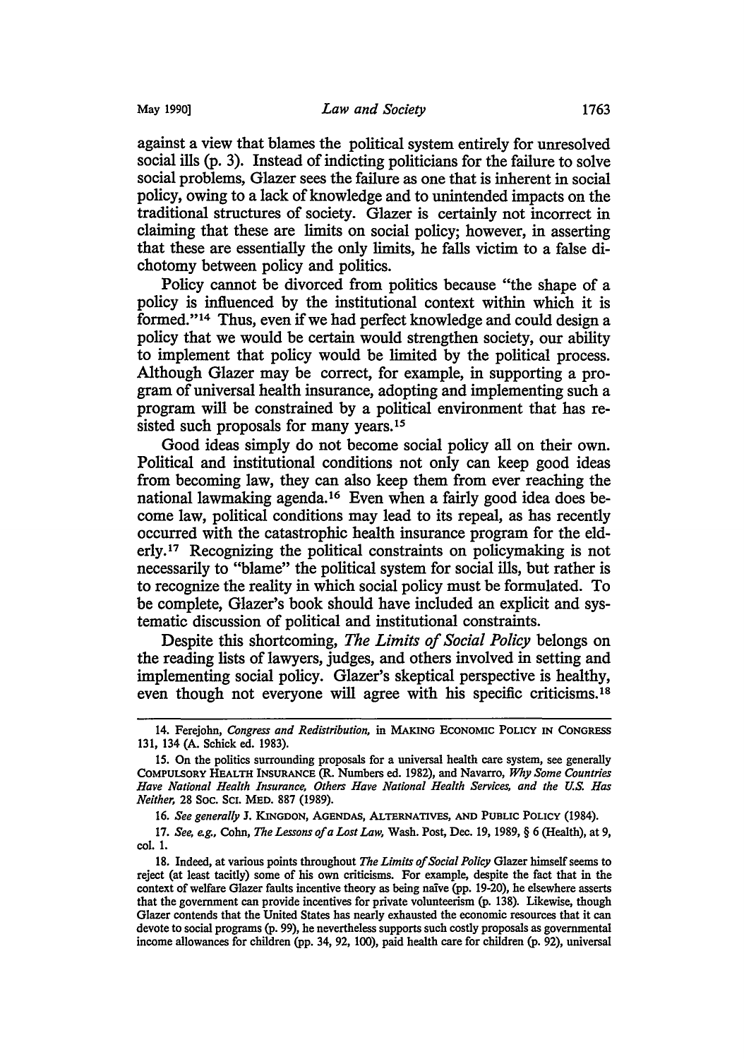against a view that blames the political system entirely for unresolved social ills (p. 3). Instead of indicting politicians for the failure to solve social problems, Glazer sees the failure as one that is inherent in social policy, owing to a lack of knowledge and to unintended impacts on the traditional structures of society. Glazer is certainly not incorrect in claiming that these are limits on social policy; however, in asserting that these are essentially the only limits, he falls victim to a false dichotomy between policy and politics.

Policy cannot be divorced from politics because "the shape of a policy is influenced by the institutional context within which it is formed."[14] Thus, even if we had perfect knowledge and could design a policy that we would be certain would strengthen society, our ability to implement that policy would be limited by the political process. Although Glazer may be correct, for example, in supporting a program of universal health insurance, adopting and implementing such a program will be constrained by a political environment that has resisted such proposals for many years.[15]

Good ideas simply do not become social policy all on their own. Political and institutional conditions not only can keep good ideas from becoming law, they can also keep them from ever reaching the national lawmaking agenda.[16] Even when a fairly good idea does become law, political conditions may lead to its repeal, as has recently occurred with the catastrophic health insurance program for the elderly.[17] Recognizing the political constraints on policymaking is not necessarily to "blame" the political system for social ills, but rather is to recognize the reality in which social policy must be formulated. To be complete, Glazer's book should have included an explicit and systematic discussion of political and institutional constraints.

Despite this shortcoming, *The Limits of Social Policy* belongs on the reading lists of lawyers, judges, and others involved in setting and implementing social policy. Glazer's skeptical perspective is healthy, even though not everyone will agree with his specific criticisms.[18]

---

14. Ferejohn, *Congress and Redistribution*, in MAKING ECONOMIC POLICY IN CONGRESS 131, 134 (A. Schick ed. 1983).

15. On the politics surrounding proposals for a universal health care system, see generally COMPULSORY HEALTH INSURANCE (R. Numbers ed. 1982), and Navarro, *Why Some Countries Have National Health Insurance, Others Have National Health Services, and the U.S. Has Neither*, 28 SOC. SCI. MED. 887 (1989).

16. *See generally* J. KINGDON, AGENDAS, ALTERNATIVES, AND PUBLIC POLICY (1984).

17. *See, e.g.*, Cohn, *The Lessons of a Lost Law*, Wash. Post, Dec. 19, 1989, § 6 (Health), at 9, col. 1.

18. Indeed, at various points throughout *The Limits of Social Policy* Glazer himself seems to reject (at least tacitly) some of his own criticisms. For example, despite the fact that in the context of welfare Glazer faults incentive theory as being naïve (pp. 19-20), he elsewhere asserts that the government can provide incentives for private volunteerism (p. 138). Likewise, though Glazer contends that the United States has nearly exhausted the economic resources that it can devote to social programs (p. 99), he nevertheless supports such costly proposals as governmental income allowances for children (pp. 34, 92, 100), paid health care for children (p. 92), universal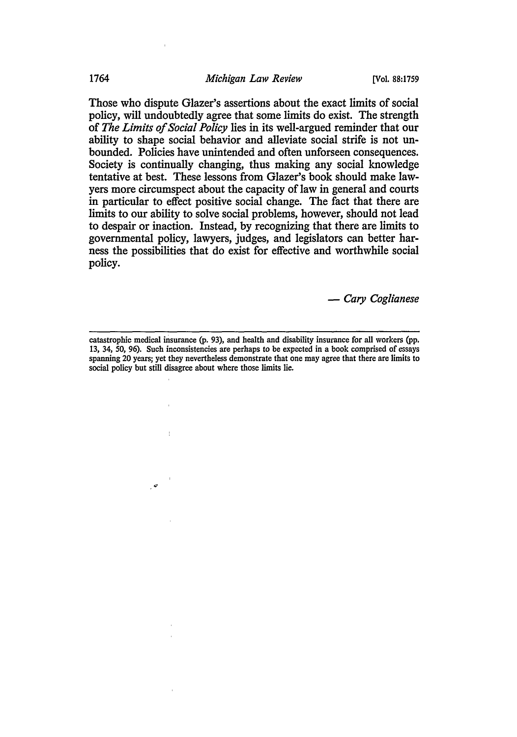Those who dispute Glazer's assertions about the exact limits of social policy, will undoubtedly agree that some limits do exist. The strength of *The Limits of Social Policy* lies in its well-argued reminder that our ability to shape social behavior and alleviate social strife is not unbounded. Policies have unintended and often unforseen consequences. Society is continually changing, thus making any social knowledge tentative at best. These lessons from Glazer's book should make lawyers more circumspect about the capacity of law in general and courts in particular to effect positive social change. The fact that there are limits to our ability to solve social problems, however, should not lead to despair or inaction. Instead, by recognizing that there are limits to governmental policy, lawyers, judges, and legislators can better harness the possibilities that do exist for effective and worthwhile social policy.

— *Cary Coglianese*

---

catastrophic medical insurance (p. 93), and health and disability insurance for all workers (pp. 13, 34, 50, 96). Such inconsistencies are perhaps to be expected in a book comprised of essays spanning 20 years; yet they nevertheless demonstrate that one may agree that there are limits to social policy but still disagree about where those limits lie.